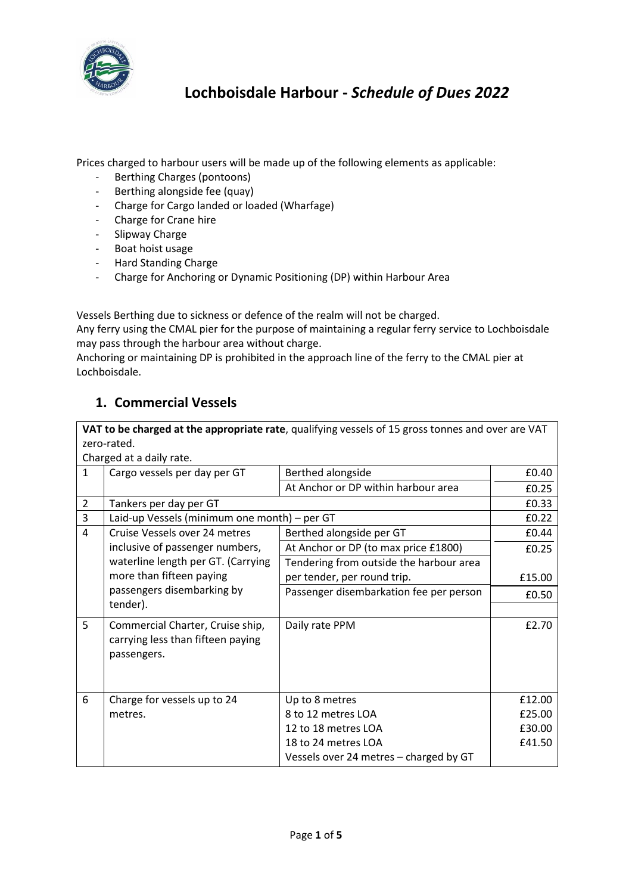# Lochboisdale Harbour - *Schedule of Dues 2022*

Prices charged to harbour users will be made up of the following elements as applicable:

- Berthing Charges (pontoons)
- Berthing alongside fee (quay)
- Charge for Cargo landed or loaded (Wharfage)
- Charge for Crane hire
- Slipway Charge
- Boat hoist usage
- Hard Standing Charge
- Charge for Anchoring or Dynamic Positioning (DP) within Harbour Area

Vessels Berthing due to sickness or defence of the realm will not be charged.
Any ferry using the CMAL pier for the purpose of maintaining a regular ferry service to Lochboisdale may pass through the harbour area without charge.
Anchoring or maintaining DP is prohibited in the approach line of the ferry to the CMAL pier at Lochboisdale.

## 1. Commercial Vessels

**VAT to be charged at the appropriate rate**, qualifying vessels of 15 gross tonnes and over are VAT zero-rated.
Charged at a daily rate.

| | | | |
|---|---|---|---|
| 1 | Cargo vessels per day per GT | Berthed alongside | £0.40 |
| | | At Anchor or DP within harbour area | £0.25 |
| 2 | Tankers per day per GT | | £0.33 |
| 3 | Laid-up Vessels (minimum one month) – per GT | | £0.22 |
| 4 | Cruise Vessels over 24 metres inclusive of passenger numbers, waterline length per GT. (Carrying more than fifteen paying passengers disembarking by tender). | Berthed alongside per GT | £0.44 |
| | | At Anchor or DP (to max price £1800) | £0.25 |
| | | Tendering from outside the harbour area per tender, per round trip. | £15.00 |
| | | Passenger disembarkation fee per person | £0.50 |
| 5 | Commercial Charter, Cruise ship, carrying less than fifteen paying passengers. | Daily rate PPM | £2.70 |
| 6 | Charge for vessels up to 24 metres. | Up to 8 metres | £12.00 |
| | | 8 to 12 metres LOA | £25.00 |
| | | 12 to 18 metres LOA | £30.00 |
| | | 18 to 24 metres LOA | £41.50 |
| | | Vessels over 24 metres – charged by GT | |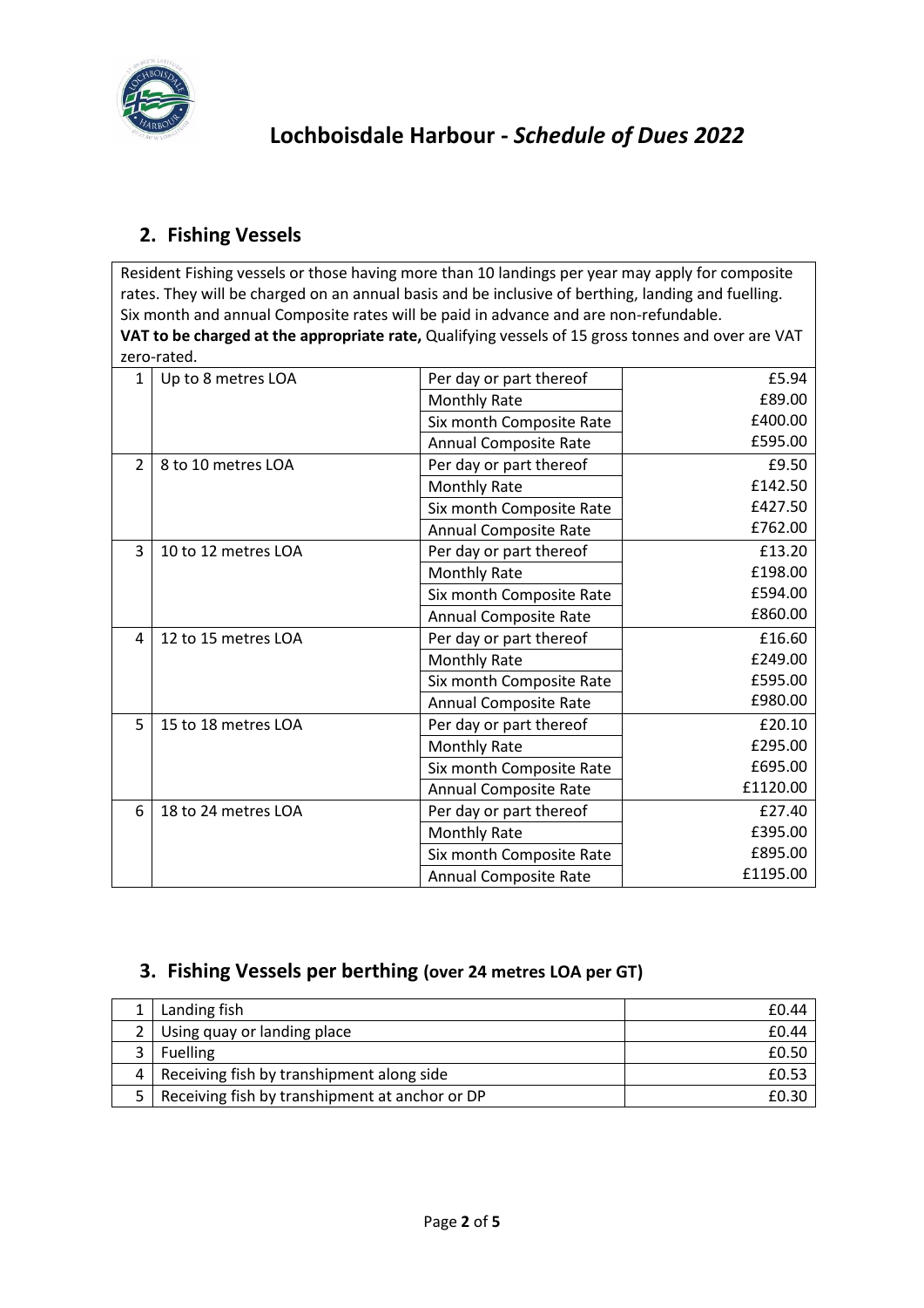# Lochboisdale Harbour - *Schedule of Dues 2022*

## 2. Fishing Vessels

Resident Fishing vessels or those having more than 10 landings per year may apply for composite rates. They will be charged on an annual basis and be inclusive of berthing, landing and fuelling. Six month and annual Composite rates will be paid in advance and are non-refundable.
**VAT to be charged at the appropriate rate,** Qualifying vessels of 15 gross tonnes and over are VAT zero-rated.

| | | | |
|---|---|---|---|
| 1 | Up to 8 metres LOA | Per day or part thereof | £5.94 |
| | | Monthly Rate | £89.00 |
| | | Six month Composite Rate | £400.00 |
| | | Annual Composite Rate | £595.00 |
| 2 | 8 to 10 metres LOA | Per day or part thereof | £9.50 |
| | | Monthly Rate | £142.50 |
| | | Six month Composite Rate | £427.50 |
| | | Annual Composite Rate | £762.00 |
| 3 | 10 to 12 metres LOA | Per day or part thereof | £13.20 |
| | | Monthly Rate | £198.00 |
| | | Six month Composite Rate | £594.00 |
| | | Annual Composite Rate | £860.00 |
| 4 | 12 to 15 metres LOA | Per day or part thereof | £16.60 |
| | | Monthly Rate | £249.00 |
| | | Six month Composite Rate | £595.00 |
| | | Annual Composite Rate | £980.00 |
| 5 | 15 to 18 metres LOA | Per day or part thereof | £20.10 |
| | | Monthly Rate | £295.00 |
| | | Six month Composite Rate | £695.00 |
| | | Annual Composite Rate | £1120.00 |
| 6 | 18 to 24 metres LOA | Per day or part thereof | £27.40 |
| | | Monthly Rate | £395.00 |
| | | Six month Composite Rate | £895.00 |
| | | Annual Composite Rate | £1195.00 |

## 3. Fishing Vessels per berthing (over 24 metres LOA per GT)

| | | |
|---|---|---|
| 1 | Landing fish | £0.44 |
| 2 | Using quay or landing place | £0.44 |
| 3 | Fuelling | £0.50 |
| 4 | Receiving fish by transhipment along side | £0.53 |
| 5 | Receiving fish by transhipment at anchor or DP | £0.30 |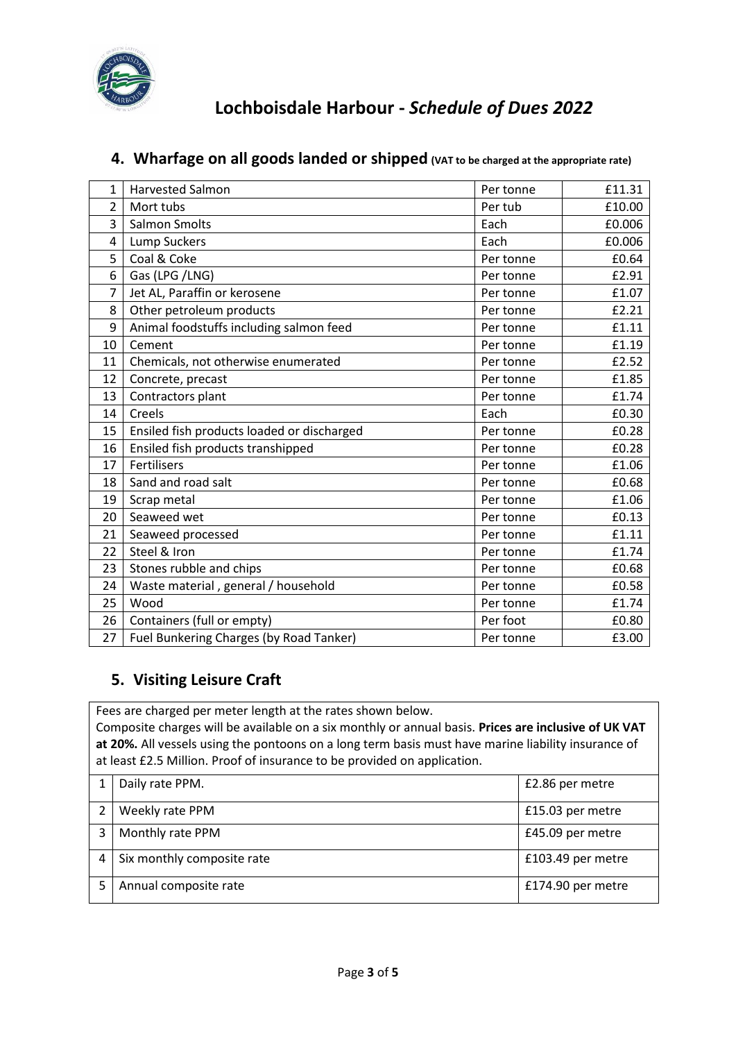# Lochboisdale Harbour - *Schedule of Dues 2022*

## 4. Wharfage on all goods landed or shipped (VAT to be charged at the appropriate rate)

| | | | |
|---|---|---|---|
| 1 | Harvested Salmon | Per tonne | £11.31 |
| 2 | Mort tubs | Per tub | £10.00 |
| 3 | Salmon Smolts | Each | £0.006 |
| 4 | Lump Suckers | Each | £0.006 |
| 5 | Coal & Coke | Per tonne | £0.64 |
| 6 | Gas (LPG /LNG) | Per tonne | £2.91 |
| 7 | Jet AL, Paraffin or kerosene | Per tonne | £1.07 |
| 8 | Other petroleum products | Per tonne | £2.21 |
| 9 | Animal foodstuffs including salmon feed | Per tonne | £1.11 |
| 10 | Cement | Per tonne | £1.19 |
| 11 | Chemicals, not otherwise enumerated | Per tonne | £2.52 |
| 12 | Concrete, precast | Per tonne | £1.85 |
| 13 | Contractors plant | Per tonne | £1.74 |
| 14 | Creels | Each | £0.30 |
| 15 | Ensiled fish products loaded or discharged | Per tonne | £0.28 |
| 16 | Ensiled fish products transhipped | Per tonne | £0.28 |
| 17 | Fertilisers | Per tonne | £1.06 |
| 18 | Sand and road salt | Per tonne | £0.68 |
| 19 | Scrap metal | Per tonne | £1.06 |
| 20 | Seaweed wet | Per tonne | £0.13 |
| 21 | Seaweed processed | Per tonne | £1.11 |
| 22 | Steel & Iron | Per tonne | £1.74 |
| 23 | Stones rubble and chips | Per tonne | £0.68 |
| 24 | Waste material , general / household | Per tonne | £0.58 |
| 25 | Wood | Per tonne | £1.74 |
| 26 | Containers (full or empty) | Per foot | £0.80 |
| 27 | Fuel Bunkering Charges (by Road Tanker) | Per tonne | £3.00 |

## 5. Visiting Leisure Craft

Fees are charged per meter length at the rates shown below.
Composite charges will be available on a six monthly or annual basis. **Prices are inclusive of UK VAT at 20%.** All vessels using the pontoons on a long term basis must have marine liability insurance of at least £2.5 Million. Proof of insurance to be provided on application.

| | | |
|---|---|---|
| 1 | Daily rate PPM. | £2.86 per metre |
| 2 | Weekly rate PPM | £15.03 per metre |
| 3 | Monthly rate PPM | £45.09 per metre |
| 4 | Six monthly composite rate | £103.49 per metre |
| 5 | Annual composite rate | £174.90 per metre |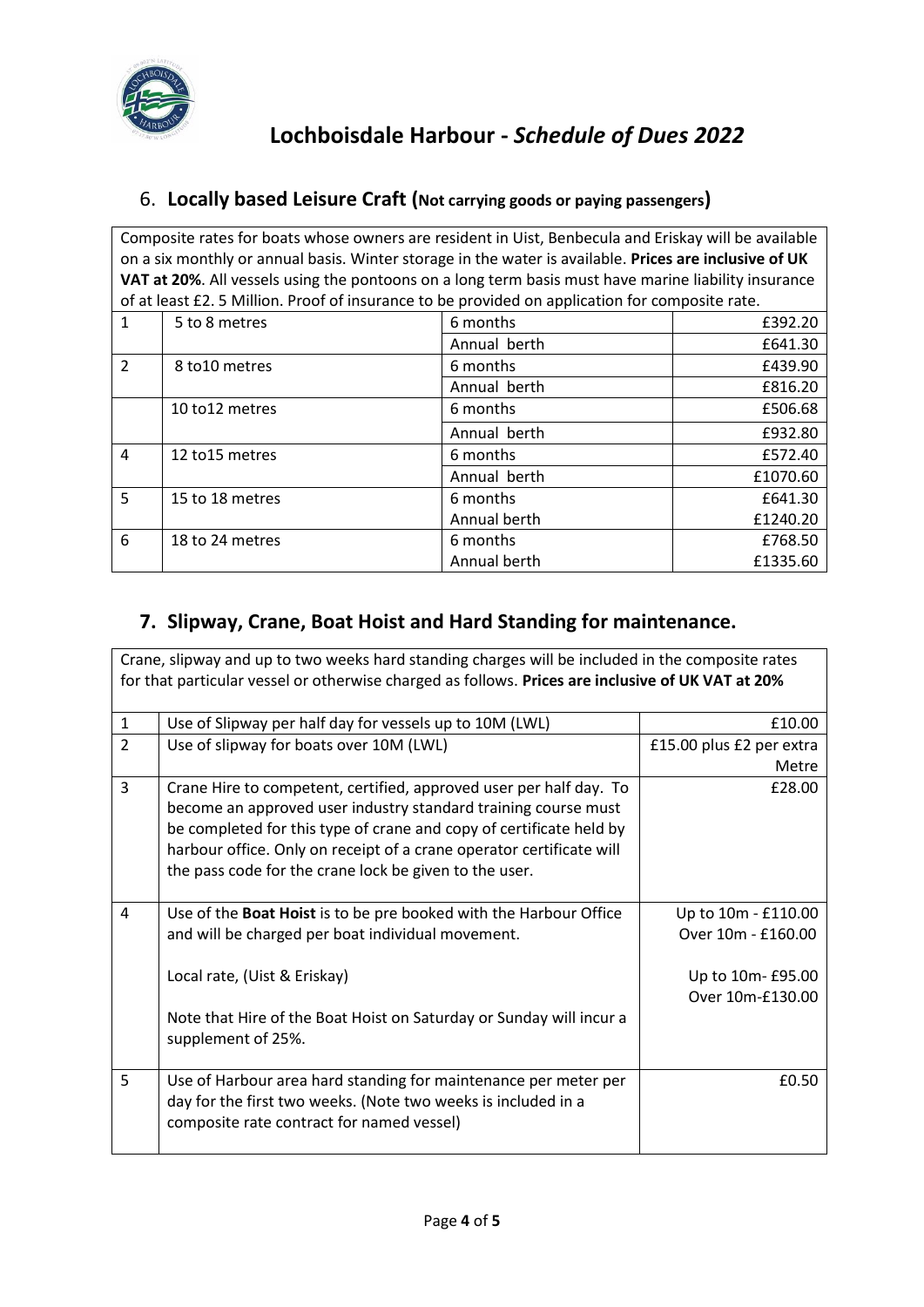# Lochboisdale Harbour - *Schedule of Dues 2022*

## 6. **Locally based Leisure Craft (Not carrying goods or paying passengers)**

Composite rates for boats whose owners are resident in Uist, Benbecula and Eriskay will be available on a six monthly or annual basis. Winter storage in the water is available. **Prices are inclusive of UK VAT at 20%**. All vessels using the pontoons on a long term basis must have marine liability insurance of at least £2. 5 Million. Proof of insurance to be provided on application for composite rate.

| | | | |
|---|---|---|---|
| 1 | 5 to 8 metres | 6 months | £392.20 |
| | | Annual berth | £641.30 |
| 2 | 8 to10 metres | 6 months | £439.90 |
| | | Annual berth | £816.20 |
| | 10 to12 metres | 6 months | £506.68 |
| | | Annual berth | £932.80 |
| 4 | 12 to15 metres | 6 months | £572.40 |
| | | Annual berth | £1070.60 |
| 5 | 15 to 18 metres | 6 months | £641.30 |
| | | Annual berth | £1240.20 |
| 6 | 18 to 24 metres | 6 months | £768.50 |
| | | Annual berth | £1335.60 |

## 7. Slipway, Crane, Boat Hoist and Hard Standing for maintenance.

Crane, slipway and up to two weeks hard standing charges will be included in the composite rates for that particular vessel or otherwise charged as follows. **Prices are inclusive of UK VAT at 20%**

| | | |
|---|---|---|
| 1 | Use of Slipway per half day for vessels up to 10M (LWL) | £10.00 |
| 2 | Use of slipway for boats over 10M (LWL) | £15.00 plus £2 per extra Metre |
| 3 | Crane Hire to competent, certified, approved user per half day. To become an approved user industry standard training course must be completed for this type of crane and copy of certificate held by harbour office. Only on receipt of a crane operator certificate will the pass code for the crane lock be given to the user. | £28.00 |
| 4 | Use of the **Boat Hoist** is to be pre booked with the Harbour Office and will be charged per boat individual movement.<br><br>Local rate, (Uist & Eriskay)<br><br>Note that Hire of the Boat Hoist on Saturday or Sunday will incur a supplement of 25%. | Up to 10m - £110.00<br>Over 10m - £160.00<br><br>Up to 10m- £95.00<br>Over 10m-£130.00 |
| 5 | Use of Harbour area hard standing for maintenance per meter per day for the first two weeks. (Note two weeks is included in a composite rate contract for named vessel) | £0.50 |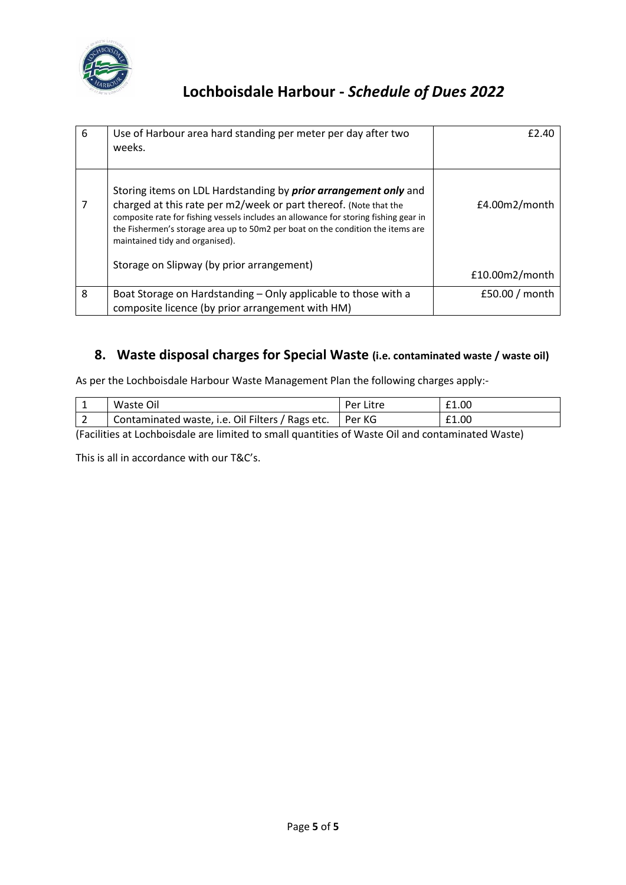# Lochboisdale Harbour - *Schedule of Dues 2022*

| | | |
|---|---|---|
| 6 | Use of Harbour area hard standing per meter per day after two weeks. | £2.40 |
| 7 | Storing items on LDL Hardstanding by ***prior arrangement only*** and charged at this rate per m2/week or part thereof. (Note that the composite rate for fishing vessels includes an allowance for storing fishing gear in the Fishermen's storage area up to 50m2 per boat on the condition the items are maintained tidy and organised).<br><br>Storage on Slipway (by prior arrangement) | £4.00m2/month<br><br>£10.00m2/month |
| 8 | Boat Storage on Hardstanding – Only applicable to those with a composite licence (by prior arrangement with HM) | £50.00 / month |

## 8. Waste disposal charges for Special Waste (i.e. contaminated waste / waste oil)

As per the Lochboisdale Harbour Waste Management Plan the following charges apply:-

| | | | |
|---|---|---|---|
| 1 | Waste Oil | Per Litre | £1.00 |
| 2 | Contaminated waste, i.e. Oil Filters / Rags etc. | Per KG | £1.00 |

(Facilities at Lochboisdale are limited to small quantities of Waste Oil and contaminated Waste)

This is all in accordance with our T&C's.